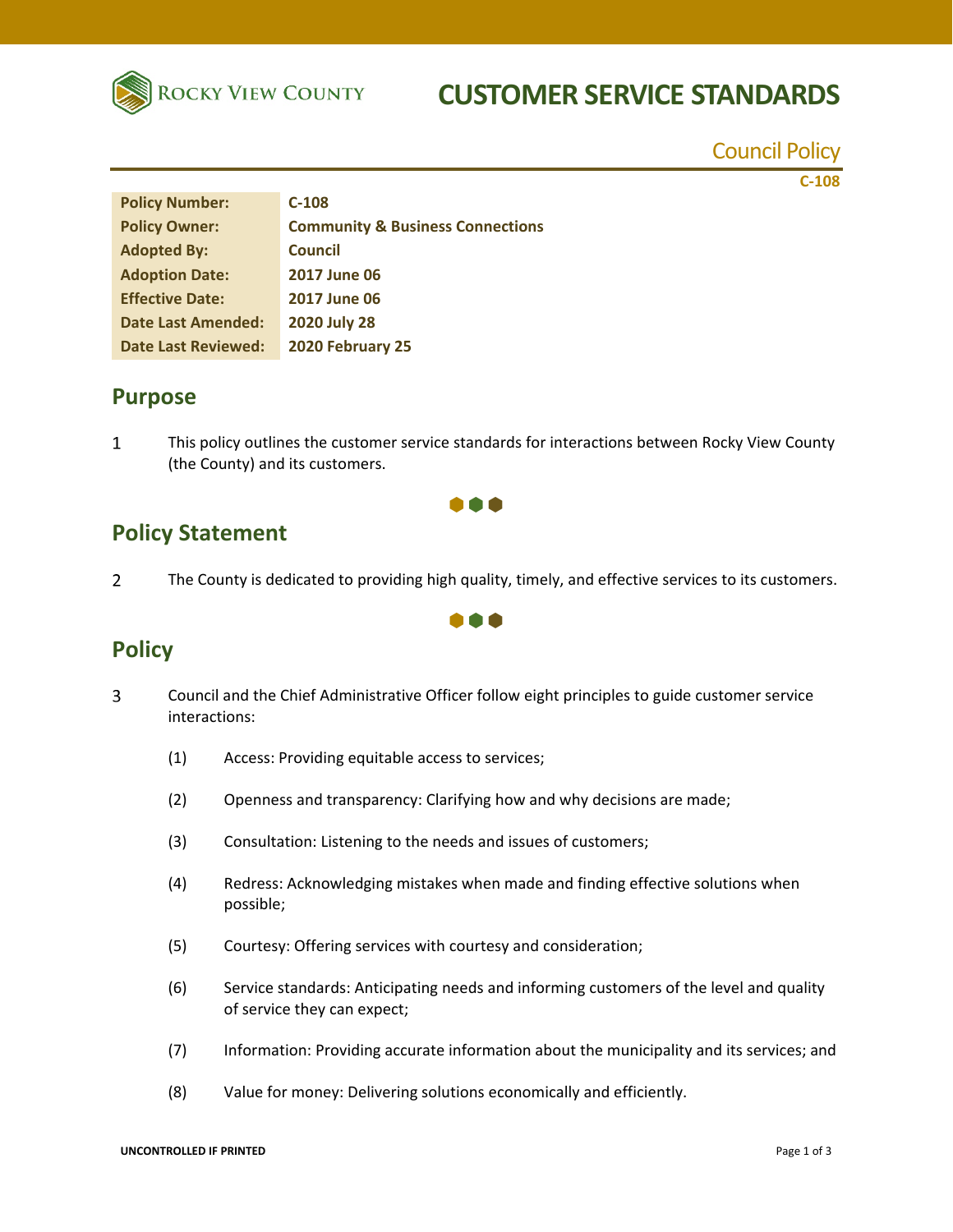Rocky View County

# CUSTOMER SERVICE STANDARDS

Council Policy

C-108

| Policy Number: | C-108 |
|---|---|
| Policy Owner: | Community & Business Connections |
| Adopted By: | Council |
| Adoption Date: | 2017 June 06 |
| Effective Date: | 2017 June 06 |
| Date Last Amended: | 2020 July 28 |
| Date Last Reviewed: | 2020 February 25 |

## Purpose

1 This policy outlines the customer service standards for interactions between Rocky View County (the County) and its customers.

## Policy Statement

2 The County is dedicated to providing high quality, timely, and effective services to its customers.

## Policy

3 Council and the Chief Administrative Officer follow eight principles to guide customer service interactions:

(1) Access: Providing equitable access to services;

(2) Openness and transparency: Clarifying how and why decisions are made;

(3) Consultation: Listening to the needs and issues of customers;

(4) Redress: Acknowledging mistakes when made and finding effective solutions when possible;

(5) Courtesy: Offering services with courtesy and consideration;

(6) Service standards: Anticipating needs and informing customers of the level and quality of service they can expect;

(7) Information: Providing accurate information about the municipality and its services; and

(8) Value for money: Delivering solutions economically and efficiently.

UNCONTROLLED IF PRINTED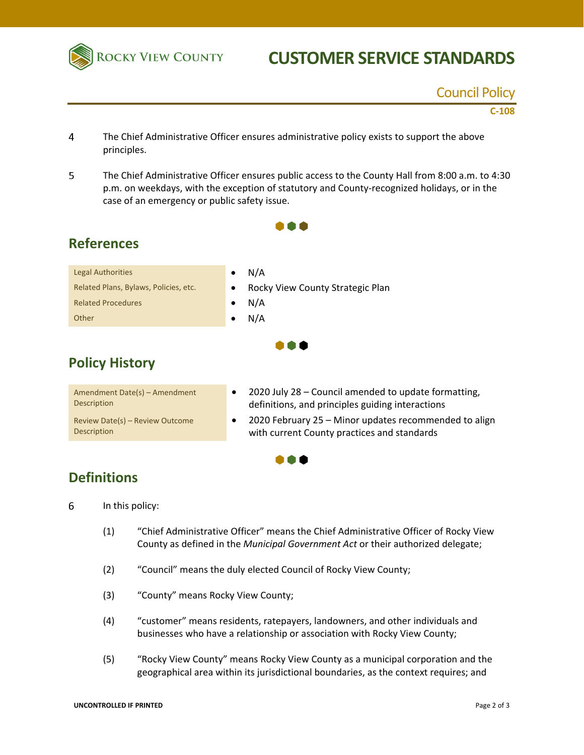4 The Chief Administrative Officer ensures administrative policy exists to support the above principles.

5 The Chief Administrative Officer ensures public access to the County Hall from 8:00 a.m. to 4:30 p.m. on weekdays, with the exception of statutory and County-recognized holidays, or in the case of an emergency or public safety issue.

## References

| | |
|---|---|
| Legal Authorities | • N/A |
| Related Plans, Bylaws, Policies, etc. | • Rocky View County Strategic Plan |
| Related Procedures | • N/A |
| Other | • N/A |

## Policy History

| | |
|---|---|
| Amendment Date(s) – Amendment Description | • 2020 July 28 – Council amended to update formatting, definitions, and principles guiding interactions |
| Review Date(s) – Review Outcome Description | • 2020 February 25 – Minor updates recommended to align with current County practices and standards |

## Definitions

6 In this policy:

(1) "Chief Administrative Officer" means the Chief Administrative Officer of Rocky View County as defined in the *Municipal Government Act* or their authorized delegate;

(2) "Council" means the duly elected Council of Rocky View County;

(3) "County" means Rocky View County;

(4) "customer" means residents, ratepayers, landowners, and other individuals and businesses who have a relationship or association with Rocky View County;

(5) "Rocky View County" means Rocky View County as a municipal corporation and the geographical area within its jurisdictional boundaries, as the context requires; and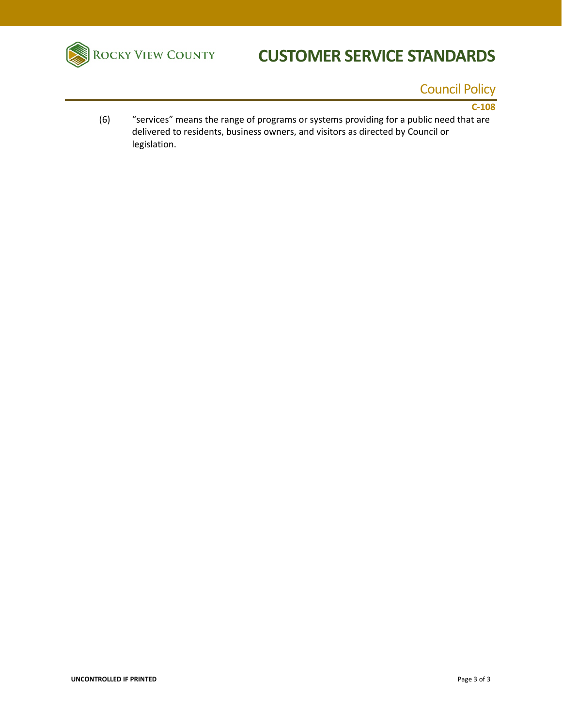(6) “services” means the range of programs or systems providing for a public need that are delivered to residents, business owners, and visitors as directed by Council or legislation.